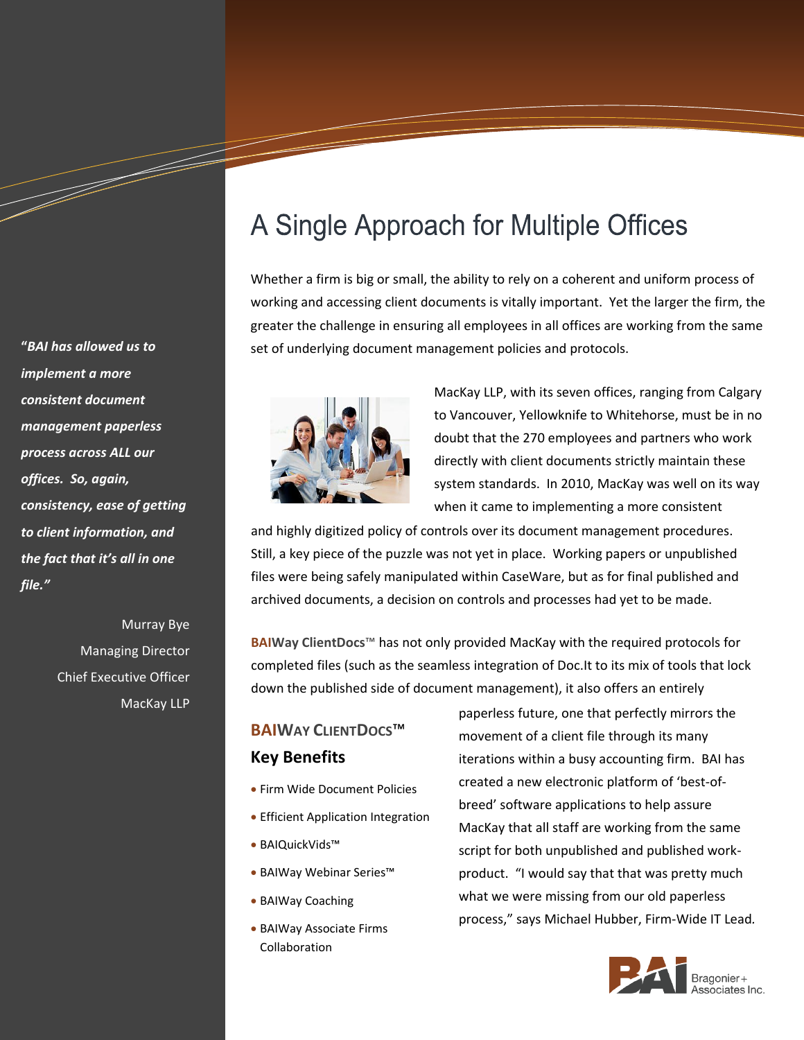# A Single Approach for Multiple Offices

*"BAI has allowed us to implement a more consistent document management paperless process across ALL our offices. So, again, consistency, ease of getting to client information, and the fact that it's all in one file."*

Murray Bye
Managing Director
Chief Executive Officer
MacKay LLP

Whether a firm is big or small, the ability to rely on a coherent and uniform process of working and accessing client documents is vitally important. Yet the larger the firm, the greater the challenge in ensuring all employees in all offices are working from the same set of underlying document management policies and protocols.

MacKay LLP, with its seven offices, ranging from Calgary to Vancouver, Yellowknife to Whitehorse, must be in no doubt that the 270 employees and partners who work directly with client documents strictly maintain these system standards. In 2010, MacKay was well on its way when it came to implementing a more consistent and highly digitized policy of controls over its document management procedures. Still, a key piece of the puzzle was not yet in place. Working papers or unpublished files were being safely manipulated within CaseWare, but as for final published and archived documents, a decision on controls and processes had yet to be made.

**BAIWay ClientDocs**™ has not only provided MacKay with the required protocols for completed files (such as the seamless integration of Doc.It to its mix of tools that lock down the published side of document management), it also offers an entirely paperless future, one that perfectly mirrors the movement of a client file through its many iterations within a busy accounting firm. BAI has created a new electronic platform of 'best-of-breed' software applications to help assure MacKay that all staff are working from the same script for both unpublished and published work-product. "I would say that that was pretty much what we were missing from our old paperless process," says Michael Hubber, Firm-Wide IT Lead.

## BAIWay ClientDocs™ Key Benefits

- Firm Wide Document Policies
- Efficient Application Integration
- BAIQuickVids™
- BAIWay Webinar Series™
- BAIWay Coaching
- BAIWay Associate Firms Collaboration

Bragonier + Associates Inc.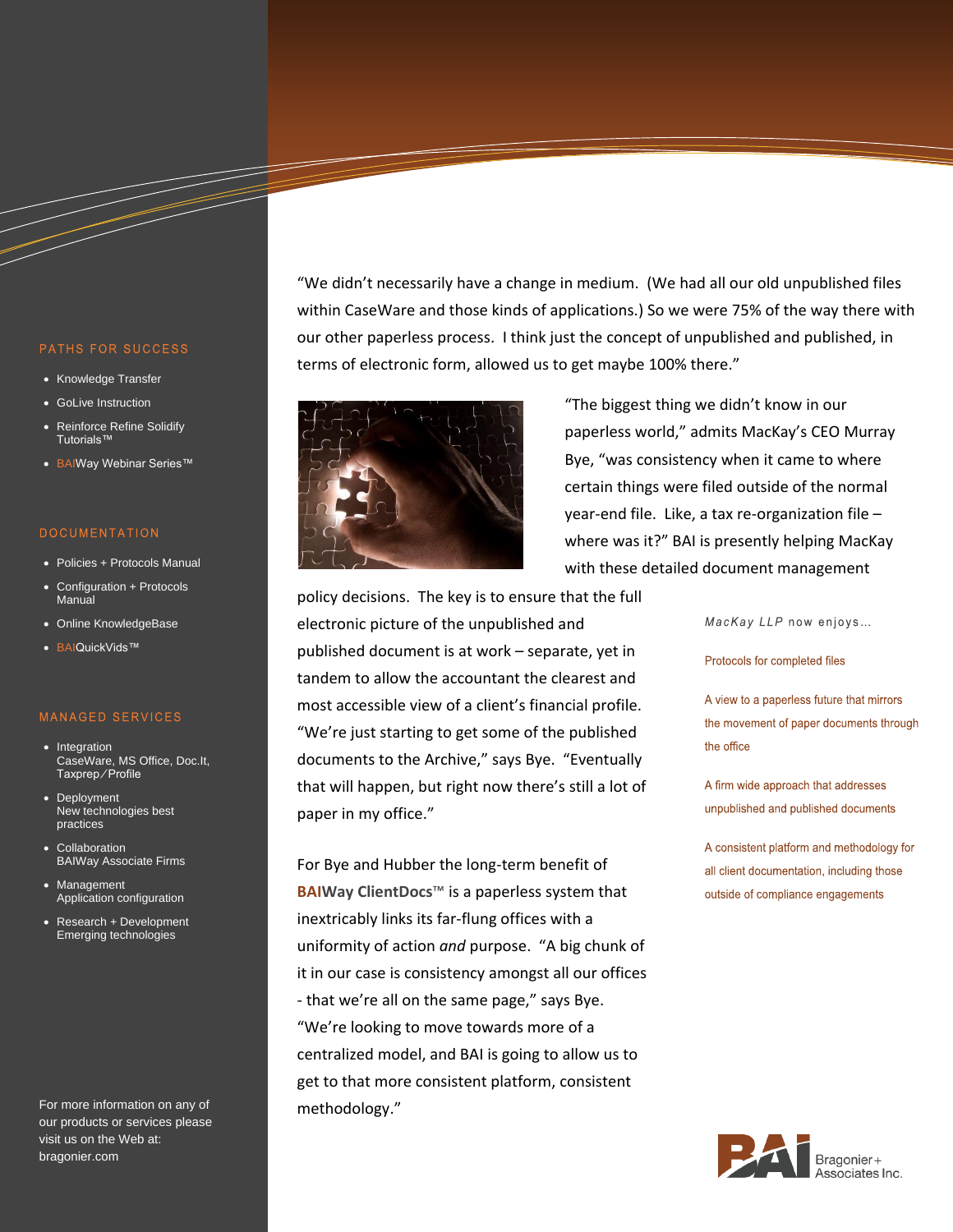"We didn't necessarily have a change in medium. (We had all our old unpublished files within CaseWare and those kinds of applications.) So we were 75% of the way there with our other paperless process. I think just the concept of unpublished and published, in terms of electronic form, allowed us to get maybe 100% there."

"The biggest thing we didn't know in our paperless world," admits MacKay's CEO Murray Bye, "was consistency when it came to where certain things were filed outside of the normal year-end file. Like, a tax re-organization file – where was it?" BAI is presently helping MacKay with these detailed document management policy decisions. The key is to ensure that the full electronic picture of the unpublished and published document is at work – separate, yet in tandem to allow the accountant the clearest and most accessible view of a client's financial profile. "We're just starting to get some of the published documents to the Archive," says Bye. "Eventually that will happen, but right now there's still a lot of paper in my office."

For Bye and Hubber the long-term benefit of **BAIWay ClientDocs**™ is a paperless system that inextricably links its far-flung offices with a uniformity of action *and* purpose. "A big chunk of it in our case is consistency amongst all our offices - that we're all on the same page," says Bye. "We're looking to move towards more of a centralized model, and BAI is going to allow us to get to that more consistent platform, consistent methodology."

*MacKay LLP* now enjoys…

Protocols for completed files

A view to a paperless future that mirrors the movement of paper documents through the office

A firm wide approach that addresses unpublished and published documents

A consistent platform and methodology for all client documentation, including those outside of compliance engagements

## PATHS FOR SUCCESS

- Knowledge Transfer
- GoLive Instruction
- Reinforce Refine Solidify Tutorials™
- BAIWay Webinar Series™

## DOCUMENTATION

- Policies + Protocols Manual
- Configuration + Protocols Manual
- Online KnowledgeBase
- BAIQuickVids™

## MANAGED SERVICES

- Integration
  CaseWare, MS Office, Doc.It, Taxprep/Profile
- Deployment
  New technologies best practices
- Collaboration
  BAIWay Associate Firms
- Management
  Application configuration
- Research + Development
  Emerging technologies

For more information on any of our products or services please visit us on the Web at: bragonier.com

Bragonier+ Associates Inc.